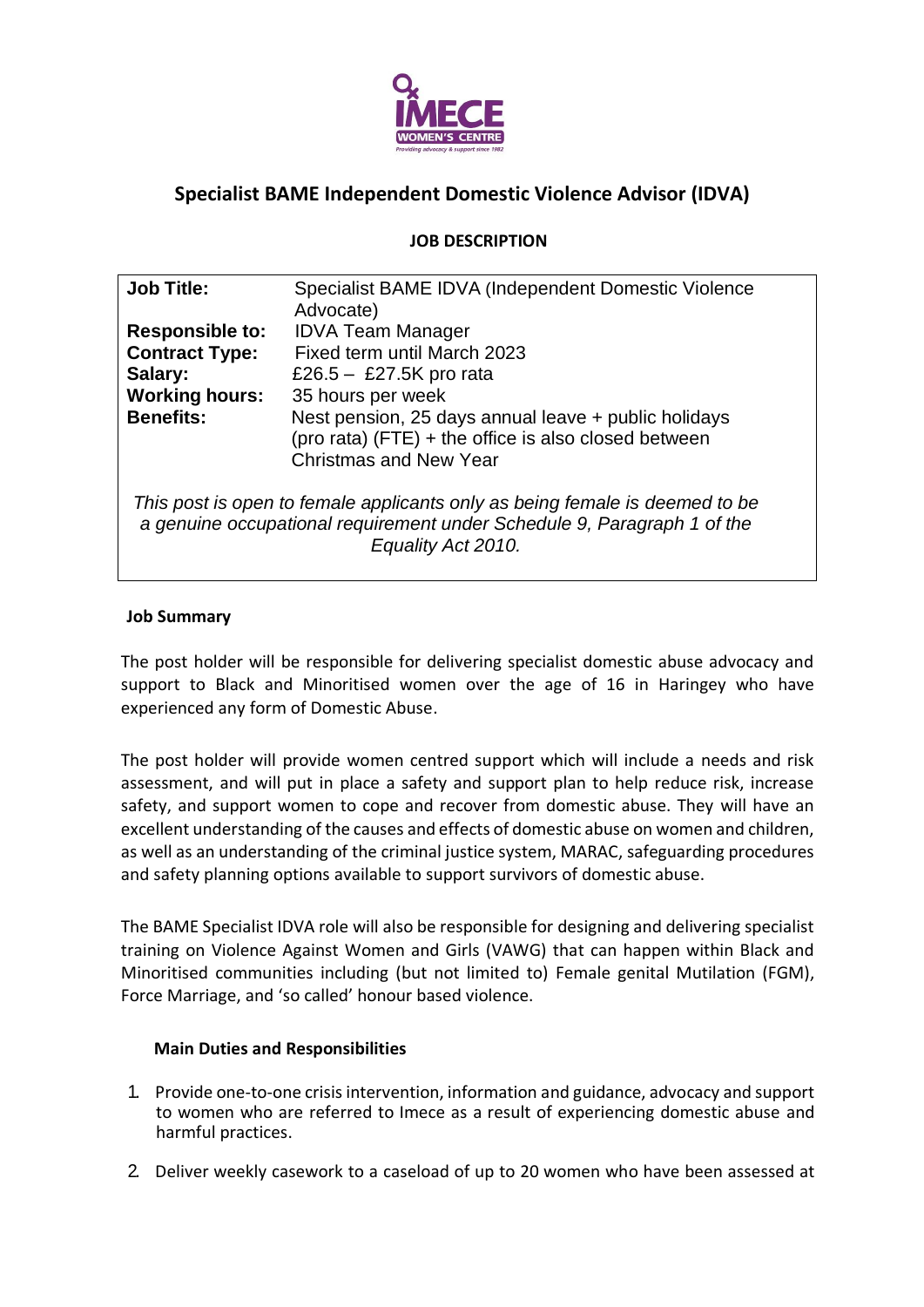# Specialist BAME Independent Domestic Violence Advisor (IDVA)

## JOB DESCRIPTION

| | |
|---|---|
| **Job Title:** | Specialist BAME IDVA (Independent Domestic Violence Advocate) |
| **Responsible to:** | IDVA Team Manager |
| **Contract Type:** | Fixed term until March 2023 |
| **Salary:** | £26.5 – £27.5K pro rata |
| **Working hours:** | 35 hours per week |
| **Benefits:** | Nest pension, 25 days annual leave + public holidays (pro rata) (FTE) + the office is also closed between Christmas and New Year |

*This post is open to female applicants only as being female is deemed to be a genuine occupational requirement under Schedule 9, Paragraph 1 of the Equality Act 2010.*

### Job Summary

The post holder will be responsible for delivering specialist domestic abuse advocacy and support to Black and Minoritised women over the age of 16 in Haringey who have experienced any form of Domestic Abuse.

The post holder will provide women centred support which will include a needs and risk assessment, and will put in place a safety and support plan to help reduce risk, increase safety, and support women to cope and recover from domestic abuse. They will have an excellent understanding of the causes and effects of domestic abuse on women and children, as well as an understanding of the criminal justice system, MARAC, safeguarding procedures and safety planning options available to support survivors of domestic abuse.

The BAME Specialist IDVA role will also be responsible for designing and delivering specialist training on Violence Against Women and Girls (VAWG) that can happen within Black and Minoritised communities including (but not limited to) Female genital Mutilation (FGM), Force Marriage, and 'so called' honour based violence.

### Main Duties and Responsibilities

1. Provide one-to-one crisis intervention, information and guidance, advocacy and support to women who are referred to Imece as a result of experiencing domestic abuse and harmful practices.
2. Deliver weekly casework to a caseload of up to 20 women who have been assessed at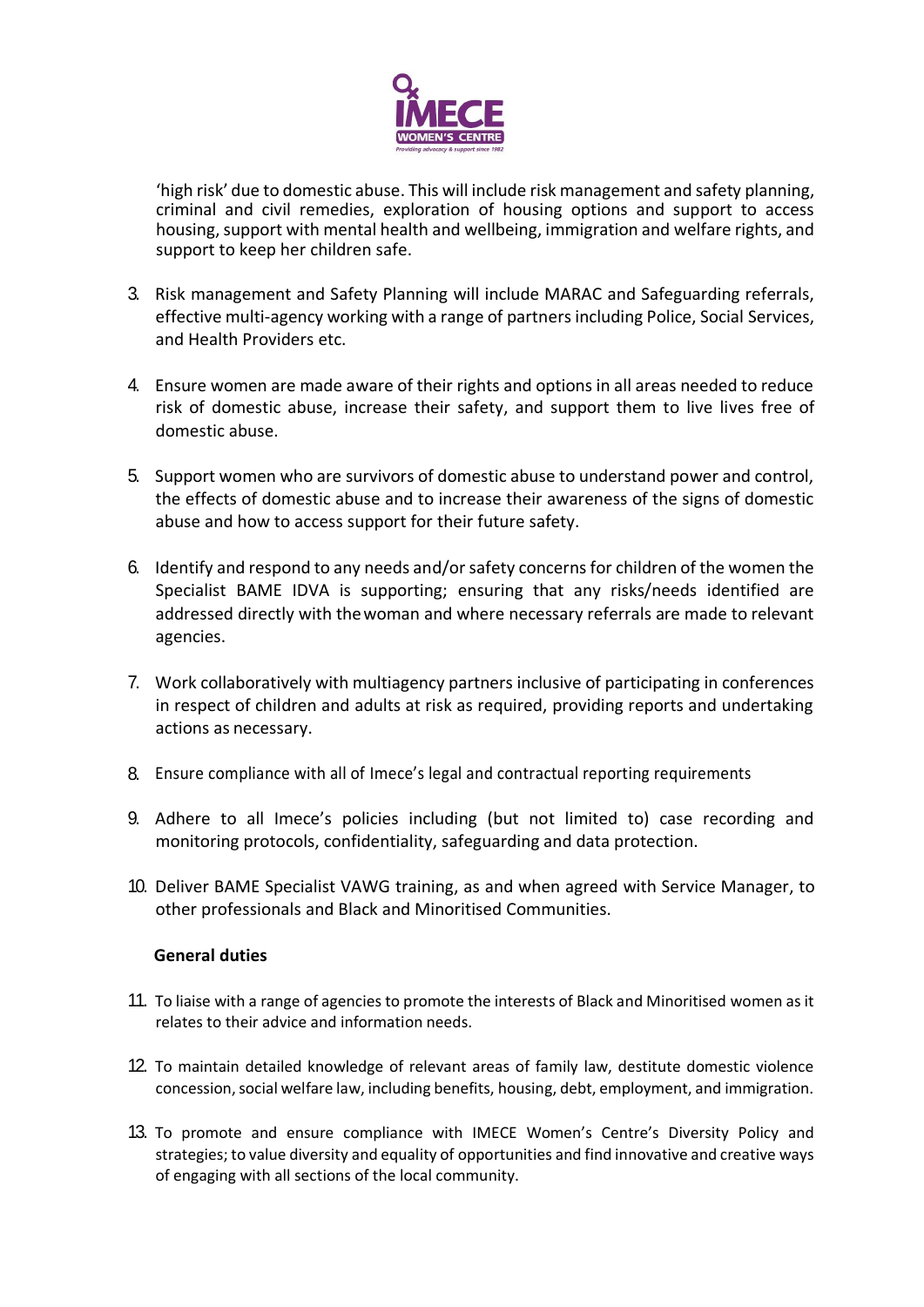'high risk' due to domestic abuse. This will include risk management and safety planning, criminal and civil remedies, exploration of housing options and support to access housing, support with mental health and wellbeing, immigration and welfare rights, and support to keep her children safe.

3. Risk management and Safety Planning will include MARAC and Safeguarding referrals, effective multi-agency working with a range of partners including Police, Social Services, and Health Providers etc.

4. Ensure women are made aware of their rights and options in all areas needed to reduce risk of domestic abuse, increase their safety, and support them to live lives free of domestic abuse.

5. Support women who are survivors of domestic abuse to understand power and control, the effects of domestic abuse and to increase their awareness of the signs of domestic abuse and how to access support for their future safety.

6. Identify and respond to any needs and/or safety concerns for children of the women the Specialist BAME IDVA is supporting; ensuring that any risks/needs identified are addressed directly with the woman and where necessary referrals are made to relevant agencies.

7. Work collaboratively with multiagency partners inclusive of participating in conferences in respect of children and adults at risk as required, providing reports and undertaking actions as necessary.

8. Ensure compliance with all of Imece's legal and contractual reporting requirements

9. Adhere to all Imece's policies including (but not limited to) case recording and monitoring protocols, confidentiality, safeguarding and data protection.

10. Deliver BAME Specialist VAWG training, as and when agreed with Service Manager, to other professionals and Black and Minoritised Communities.

**General duties**

11. To liaise with a range of agencies to promote the interests of Black and Minoritised women as it relates to their advice and information needs.

12. To maintain detailed knowledge of relevant areas of family law, destitute domestic violence concession, social welfare law, including benefits, housing, debt, employment, and immigration.

13. To promote and ensure compliance with IMECE Women's Centre's Diversity Policy and strategies; to value diversity and equality of opportunities and find innovative and creative ways of engaging with all sections of the local community.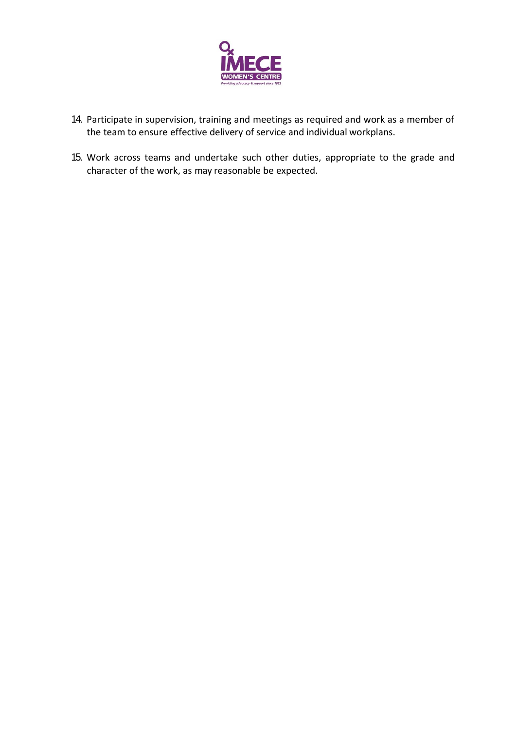14. Participate in supervision, training and meetings as required and work as a member of the team to ensure effective delivery of service and individual workplans.

15. Work across teams and undertake such other duties, appropriate to the grade and character of the work, as may reasonable be expected.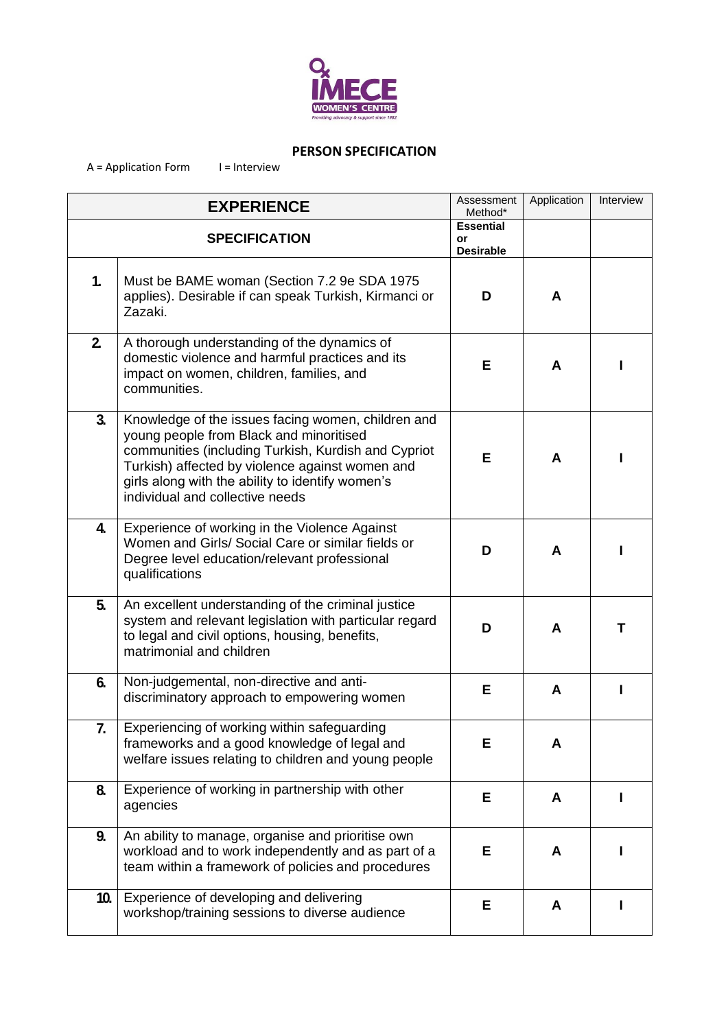IMECE WOMEN'S CENTRE
Providing advocacy & support since 1982

## PERSON SPECIFICATION

A = Application Form I = Interview

| EXPERIENCE | | Assessment Method* | Application | Interview |
|---|---|---|---|---|
| SPECIFICATION | | **Essential or Desirable** | | |
| **1.** | Must be BAME woman (Section 7.2 9e SDA 1975 applies). Desirable if can speak Turkish, Kirmanci or Zazaki. | **D** | **A** | |
| **2.** | A thorough understanding of the dynamics of domestic violence and harmful practices and its impact on women, children, families, and communities. | **E** | **A** | **I** |
| **3.** | Knowledge of the issues facing women, children and young people from Black and minoritised communities (including Turkish, Kurdish and Cypriot Turkish) affected by violence against women and girls along with the ability to identify women's individual and collective needs | **E** | **A** | **I** |
| **4.** | Experience of working in the Violence Against Women and Girls/ Social Care or similar fields or Degree level education/relevant professional qualifications | **D** | **A** | **I** |
| **5.** | An excellent understanding of the criminal justice system and relevant legislation with particular regard to legal and civil options, housing, benefits, matrimonial and children | **D** | **A** | **T** |
| **6.** | Non-judgemental, non-directive and anti-discriminatory approach to empowering women | **E** | **A** | **I** |
| **7.** | Experiencing of working within safeguarding frameworks and a good knowledge of legal and welfare issues relating to children and young people | **E** | **A** | |
| **8.** | Experience of working in partnership with other agencies | **E** | **A** | **I** |
| **9.** | An ability to manage, organise and prioritise own workload and to work independently and as part of a team within a framework of policies and procedures | **E** | **A** | **I** |
| **10.** | Experience of developing and delivering workshop/training sessions to diverse audience | **E** | **A** | **I** |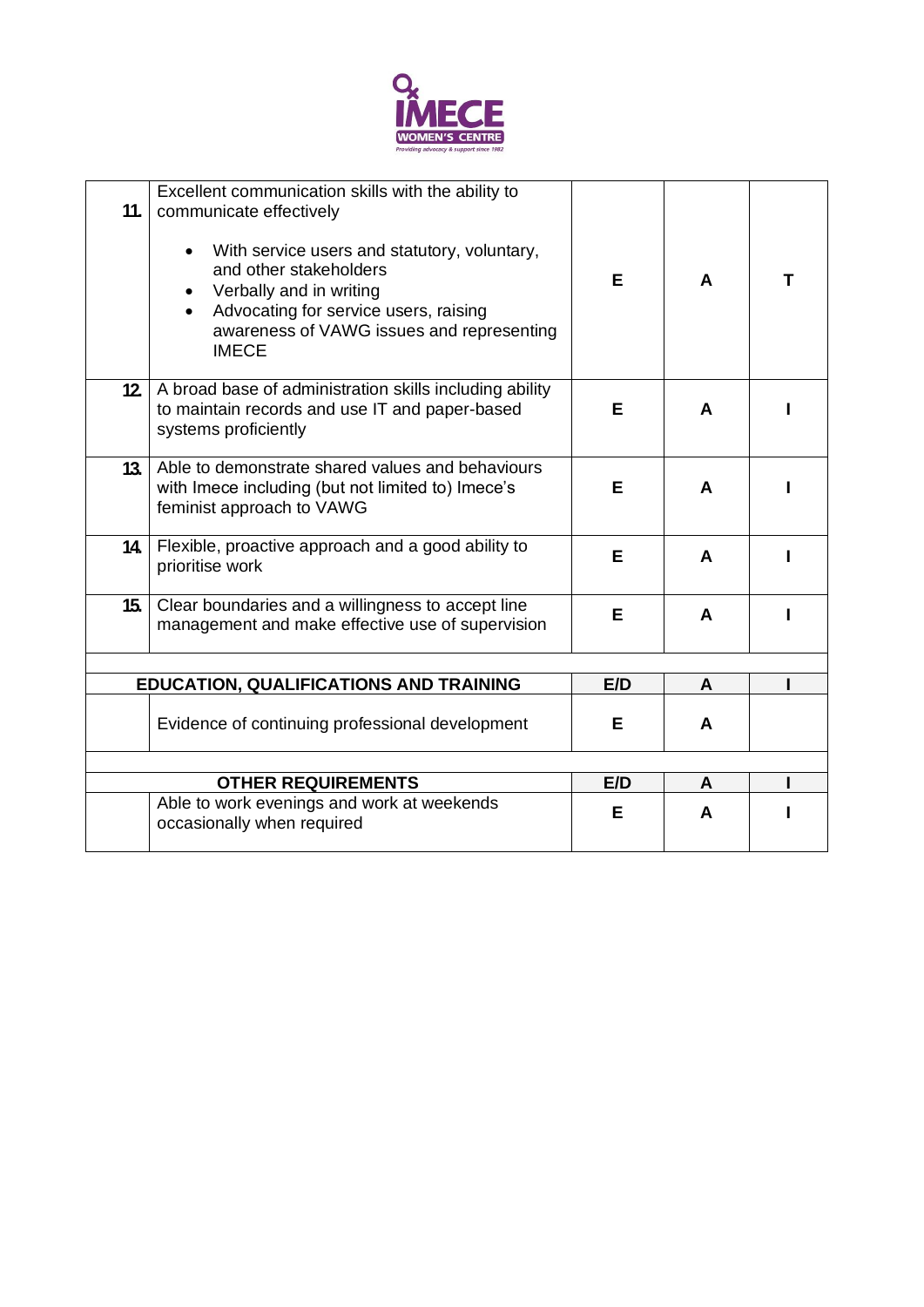| | | | | |
|---|---|---|---|---|
| 11. | Excellent communication skills with the ability to communicate effectively<br>• With service users and statutory, voluntary, and other stakeholders<br>• Verbally and in writing<br>• Advocating for service users, raising awareness of VAWG issues and representing IMECE | E | A | T |
| 12. | A broad base of administration skills including ability to maintain records and use IT and paper-based systems proficiently | E | A | I |
| 13. | Able to demonstrate shared values and behaviours with Imece including (but not limited to) Imece's feminist approach to VAWG | E | A | I |
| 14. | Flexible, proactive approach and a good ability to prioritise work | E | A | I |
| 15. | Clear boundaries and a willingness to accept line management and make effective use of supervision | E | A | I |
| | | | | |
| **EDUCATION, QUALIFICATIONS AND TRAINING** | | **E/D** | **A** | **I** |
| | Evidence of continuing professional development | E | A | |
| | | | | |
| **OTHER REQUIREMENTS** | | **E/D** | **A** | **I** |
| | Able to work evenings and work at weekends occasionally when required | E | A | I |